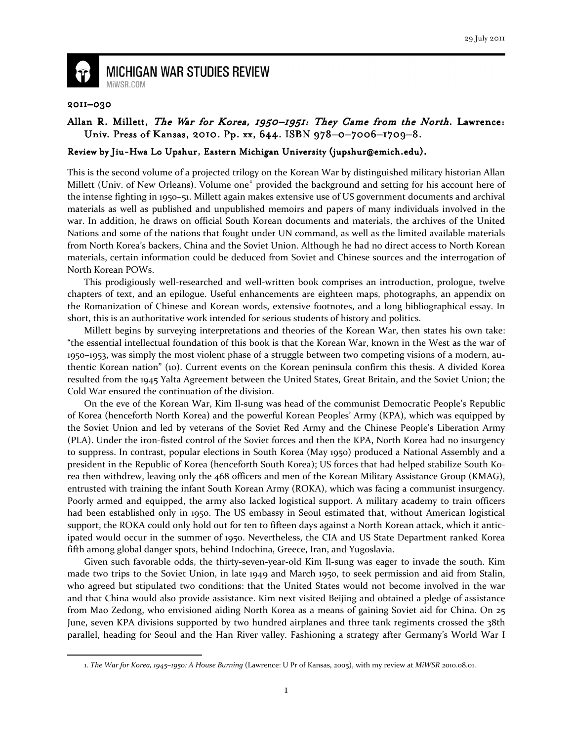# MICHIGAN WAR STUDIES REVIEW

MiWSR.COM

2011–030

## Allan R. Millett, *The War for Korea, 1950–1951: They Came from the North*. Lawrence: Univ. Press of Kansas, 2010. Pp. xx, 644. ISBN 978–0–7006–1709–8.

### Review by Jiu-Hwa Lo Upshur, Eastern Michigan University (jupshur@emich.edu).

This is the second volume of a projected trilogy on the Korean War by distinguished military historian Allan Millett (Univ. of New Orleans). Volume one[1] provided the background and setting for his account here of the intense fighting in 1950–51. Millett again makes extensive use of US government documents and archival materials as well as published and unpublished memoirs and papers of many individuals involved in the war. In addition, he draws on official South Korean documents and materials, the archives of the United Nations and some of the nations that fought under UN command, as well as the limited available materials from North Korea's backers, China and the Soviet Union. Although he had no direct access to North Korean materials, certain information could be deduced from Soviet and Chinese sources and the interrogation of North Korean POWs.

This prodigiously well-researched and well-written book comprises an introduction, prologue, twelve chapters of text, and an epilogue. Useful enhancements are eighteen maps, photographs, an appendix on the Romanization of Chinese and Korean words, extensive footnotes, and a long bibliographical essay. In short, this is an authoritative work intended for serious students of history and politics.

Millett begins by surveying interpretations and theories of the Korean War, then states his own take: "the essential intellectual foundation of this book is that the Korean War, known in the West as the war of 1950–1953, was simply the most violent phase of a struggle between two competing visions of a modern, authentic Korean nation" (10). Current events on the Korean peninsula confirm this thesis. A divided Korea resulted from the 1945 Yalta Agreement between the United States, Great Britain, and the Soviet Union; the Cold War ensured the continuation of the division.

On the eve of the Korean War, Kim Il-sung was head of the communist Democratic People's Republic of Korea (henceforth North Korea) and the powerful Korean Peoples' Army (KPA), which was equipped by the Soviet Union and led by veterans of the Soviet Red Army and the Chinese People's Liberation Army (PLA). Under the iron-fisted control of the Soviet forces and then the KPA, North Korea had no insurgency to suppress. In contrast, popular elections in South Korea (May 1950) produced a National Assembly and a president in the Republic of Korea (henceforth South Korea); US forces that had helped stabilize South Korea then withdrew, leaving only the 468 officers and men of the Korean Military Assistance Group (KMAG), entrusted with training the infant South Korean Army (ROKA), which was facing a communist insurgency. Poorly armed and equipped, the army also lacked logistical support. A military academy to train officers had been established only in 1950. The US embassy in Seoul estimated that, without American logistical support, the ROKA could only hold out for ten to fifteen days against a North Korean attack, which it anticipated would occur in the summer of 1950. Nevertheless, the CIA and US State Department ranked Korea fifth among global danger spots, behind Indochina, Greece, Iran, and Yugoslavia.

Given such favorable odds, the thirty-seven-year-old Kim Il-sung was eager to invade the south. Kim made two trips to the Soviet Union, in late 1949 and March 1950, to seek permission and aid from Stalin, who agreed but stipulated two conditions: that the United States would not become involved in the war and that China would also provide assistance. Kim next visited Beijing and obtained a pledge of assistance from Mao Zedong, who envisioned aiding North Korea as a means of gaining Soviet aid for China. On 25 June, seven KPA divisions supported by two hundred airplanes and three tank regiments crossed the 38th parallel, heading for Seoul and the Han River valley. Fashioning a strategy after Germany's World War I

---

1. *The War for Korea, 1945–1950: A House Burning* (Lawrence: U Pr of Kansas, 2005), with my review at *MiWSR* 2010.08.01.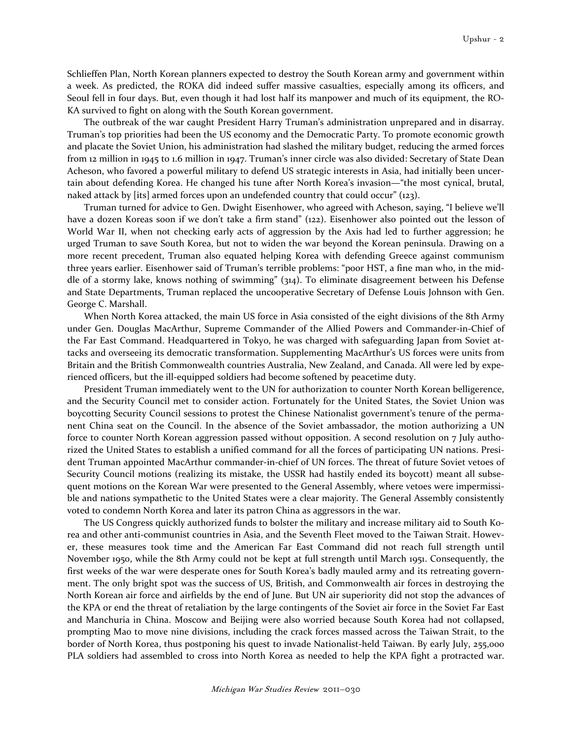Schlieffen Plan, North Korean planners expected to destroy the South Korean army and government within a week. As predicted, the ROKA did indeed suffer massive casualties, especially among its officers, and Seoul fell in four days. But, even though it had lost half its manpower and much of its equipment, the ROKA survived to fight on along with the South Korean government.

The outbreak of the war caught President Harry Truman's administration unprepared and in disarray. Truman's top priorities had been the US economy and the Democratic Party. To promote economic growth and placate the Soviet Union, his administration had slashed the military budget, reducing the armed forces from 12 million in 1945 to 1.6 million in 1947. Truman's inner circle was also divided: Secretary of State Dean Acheson, who favored a powerful military to defend US strategic interests in Asia, had initially been uncertain about defending Korea. He changed his tune after North Korea's invasion—"the most cynical, brutal, naked attack by [its] armed forces upon an undefended country that could occur" (123).

Truman turned for advice to Gen. Dwight Eisenhower, who agreed with Acheson, saying, "I believe we'll have a dozen Koreas soon if we don't take a firm stand" (122). Eisenhower also pointed out the lesson of World War II, when not checking early acts of aggression by the Axis had led to further aggression; he urged Truman to save South Korea, but not to widen the war beyond the Korean peninsula. Drawing on a more recent precedent, Truman also equated helping Korea with defending Greece against communism three years earlier. Eisenhower said of Truman's terrible problems: "poor HST, a fine man who, in the middle of a stormy lake, knows nothing of swimming" (314). To eliminate disagreement between his Defense and State Departments, Truman replaced the uncooperative Secretary of Defense Louis Johnson with Gen. George C. Marshall.

When North Korea attacked, the main US force in Asia consisted of the eight divisions of the 8th Army under Gen. Douglas MacArthur, Supreme Commander of the Allied Powers and Commander-in-Chief of the Far East Command. Headquartered in Tokyo, he was charged with safeguarding Japan from Soviet attacks and overseeing its democratic transformation. Supplementing MacArthur's US forces were units from Britain and the British Commonwealth countries Australia, New Zealand, and Canada. All were led by experienced officers, but the ill-equipped soldiers had become softened by peacetime duty.

President Truman immediately went to the UN for authorization to counter North Korean belligerence, and the Security Council met to consider action. Fortunately for the United States, the Soviet Union was boycotting Security Council sessions to protest the Chinese Nationalist government's tenure of the permanent China seat on the Council. In the absence of the Soviet ambassador, the motion authorizing a UN force to counter North Korean aggression passed without opposition. A second resolution on 7 July authorized the United States to establish a unified command for all the forces of participating UN nations. President Truman appointed MacArthur commander-in-chief of UN forces. The threat of future Soviet vetoes of Security Council motions (realizing its mistake, the USSR had hastily ended its boycott) meant all subsequent motions on the Korean War were presented to the General Assembly, where vetoes were impermissible and nations sympathetic to the United States were a clear majority. The General Assembly consistently voted to condemn North Korea and later its patron China as aggressors in the war.

The US Congress quickly authorized funds to bolster the military and increase military aid to South Korea and other anti-communist countries in Asia, and the Seventh Fleet moved to the Taiwan Strait. However, these measures took time and the American Far East Command did not reach full strength until November 1950, while the 8th Army could not be kept at full strength until March 1951. Consequently, the first weeks of the war were desperate ones for South Korea's badly mauled army and its retreating government. The only bright spot was the success of US, British, and Commonwealth air forces in destroying the North Korean air force and airfields by the end of June. But UN air superiority did not stop the advances of the KPA or end the threat of retaliation by the large contingents of the Soviet air force in the Soviet Far East and Manchuria in China. Moscow and Beijing were also worried because South Korea had not collapsed, prompting Mao to move nine divisions, including the crack forces massed across the Taiwan Strait, to the border of North Korea, thus postponing his quest to invade Nationalist-held Taiwan. By early July, 255,000 PLA soldiers had assembled to cross into North Korea as needed to help the KPA fight a protracted war.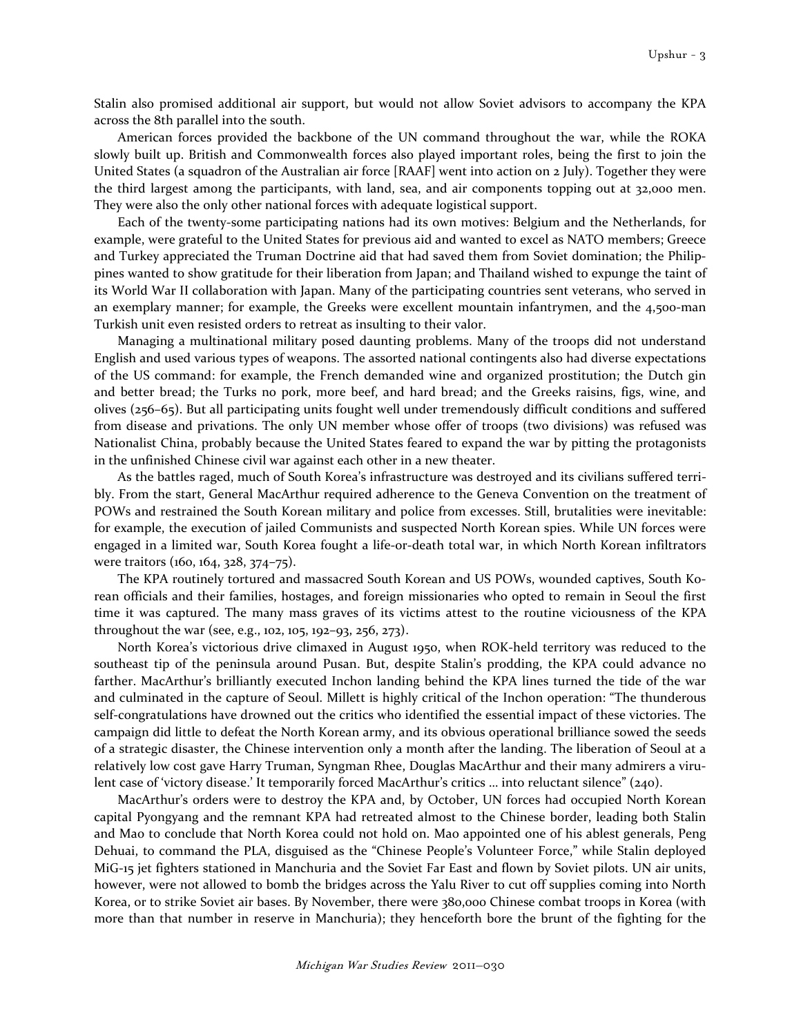Stalin also promised additional air support, but would not allow Soviet advisors to accompany the KPA across the 8th parallel into the south.

American forces provided the backbone of the UN command throughout the war, while the ROKA slowly built up. British and Commonwealth forces also played important roles, being the first to join the United States (a squadron of the Australian air force [RAAF] went into action on 2 July). Together they were the third largest among the participants, with land, sea, and air components topping out at 32,000 men. They were also the only other national forces with adequate logistical support.

Each of the twenty-some participating nations had its own motives: Belgium and the Netherlands, for example, were grateful to the United States for previous aid and wanted to excel as NATO members; Greece and Turkey appreciated the Truman Doctrine aid that had saved them from Soviet domination; the Philippines wanted to show gratitude for their liberation from Japan; and Thailand wished to expunge the taint of its World War II collaboration with Japan. Many of the participating countries sent veterans, who served in an exemplary manner; for example, the Greeks were excellent mountain infantrymen, and the 4,500-man Turkish unit even resisted orders to retreat as insulting to their valor.

Managing a multinational military posed daunting problems. Many of the troops did not understand English and used various types of weapons. The assorted national contingents also had diverse expectations of the US command: for example, the French demanded wine and organized prostitution; the Dutch gin and better bread; the Turks no pork, more beef, and hard bread; and the Greeks raisins, figs, wine, and olives (256–65). But all participating units fought well under tremendously difficult conditions and suffered from disease and privations. The only UN member whose offer of troops (two divisions) was refused was Nationalist China, probably because the United States feared to expand the war by pitting the protagonists in the unfinished Chinese civil war against each other in a new theater.

As the battles raged, much of South Korea's infrastructure was destroyed and its civilians suffered terribly. From the start, General MacArthur required adherence to the Geneva Convention on the treatment of POWs and restrained the South Korean military and police from excesses. Still, brutalities were inevitable: for example, the execution of jailed Communists and suspected North Korean spies. While UN forces were engaged in a limited war, South Korea fought a life-or-death total war, in which North Korean infiltrators were traitors (160, 164, 328, 374–75).

The KPA routinely tortured and massacred South Korean and US POWs, wounded captives, South Korean officials and their families, hostages, and foreign missionaries who opted to remain in Seoul the first time it was captured. The many mass graves of its victims attest to the routine viciousness of the KPA throughout the war (see, e.g., 102, 105, 192–93, 256, 273).

North Korea's victorious drive climaxed in August 1950, when ROK-held territory was reduced to the southeast tip of the peninsula around Pusan. But, despite Stalin's prodding, the KPA could advance no farther. MacArthur's brilliantly executed Inchon landing behind the KPA lines turned the tide of the war and culminated in the capture of Seoul. Millett is highly critical of the Inchon operation: "The thunderous self-congratulations have drowned out the critics who identified the essential impact of these victories. The campaign did little to defeat the North Korean army, and its obvious operational brilliance sowed the seeds of a strategic disaster, the Chinese intervention only a month after the landing. The liberation of Seoul at a relatively low cost gave Harry Truman, Syngman Rhee, Douglas MacArthur and their many admirers a virulent case of 'victory disease.' It temporarily forced MacArthur's critics … into reluctant silence" (240).

MacArthur's orders were to destroy the KPA and, by October, UN forces had occupied North Korean capital Pyongyang and the remnant KPA had retreated almost to the Chinese border, leading both Stalin and Mao to conclude that North Korea could not hold on. Mao appointed one of his ablest generals, Peng Dehuai, to command the PLA, disguised as the "Chinese People's Volunteer Force," while Stalin deployed MiG-15 jet fighters stationed in Manchuria and the Soviet Far East and flown by Soviet pilots. UN air units, however, were not allowed to bomb the bridges across the Yalu River to cut off supplies coming into North Korea, or to strike Soviet air bases. By November, there were 380,000 Chinese combat troops in Korea (with more than that number in reserve in Manchuria); they henceforth bore the brunt of the fighting for the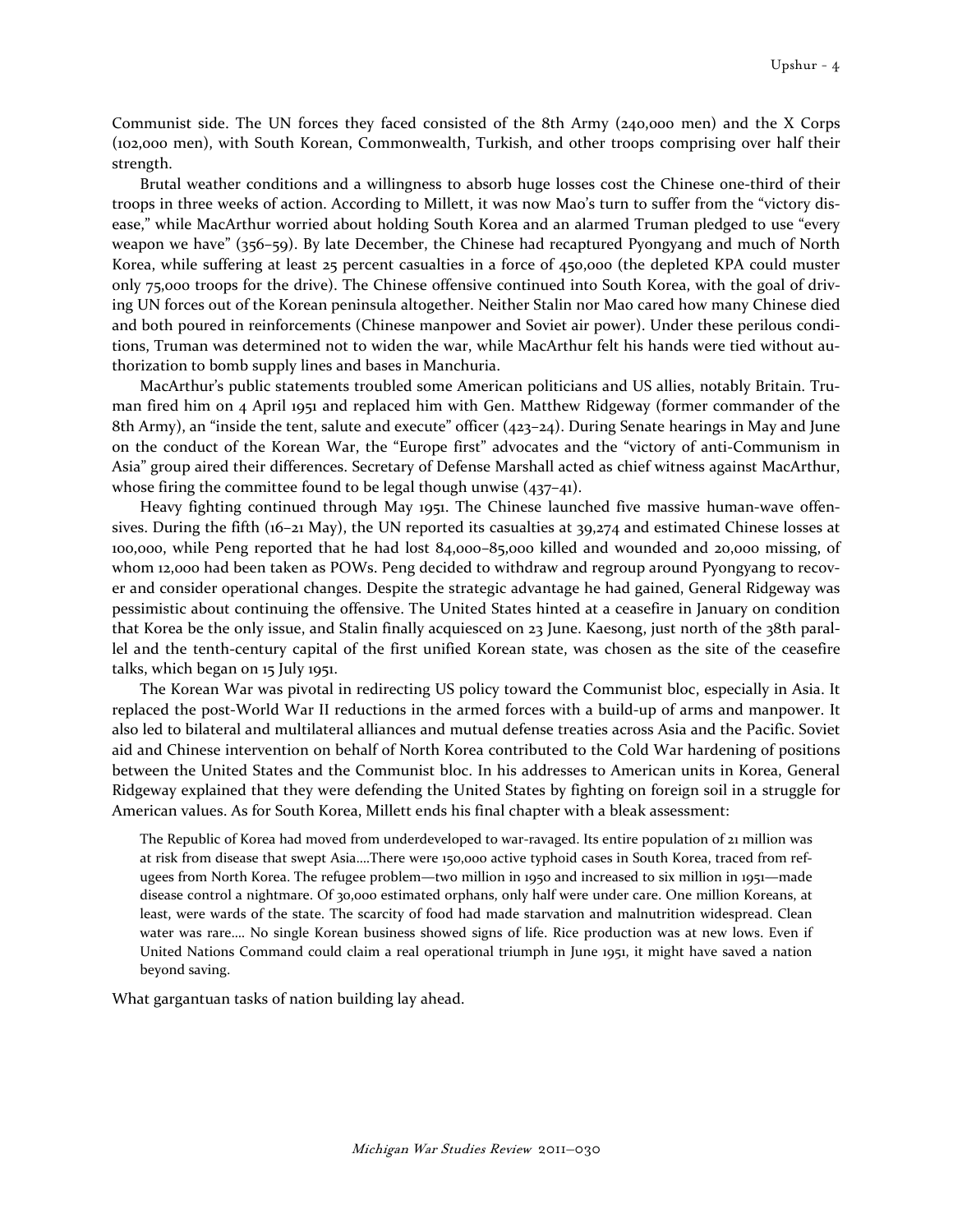Communist side. The UN forces they faced consisted of the 8th Army (240,000 men) and the X Corps (102,000 men), with South Korean, Commonwealth, Turkish, and other troops comprising over half their strength.

Brutal weather conditions and a willingness to absorb huge losses cost the Chinese one-third of their troops in three weeks of action. According to Millett, it was now Mao's turn to suffer from the "victory disease," while MacArthur worried about holding South Korea and an alarmed Truman pledged to use "every weapon we have" (356–59). By late December, the Chinese had recaptured Pyongyang and much of North Korea, while suffering at least 25 percent casualties in a force of 450,000 (the depleted KPA could muster only 75,000 troops for the drive). The Chinese offensive continued into South Korea, with the goal of driving UN forces out of the Korean peninsula altogether. Neither Stalin nor Mao cared how many Chinese died and both poured in reinforcements (Chinese manpower and Soviet air power). Under these perilous conditions, Truman was determined not to widen the war, while MacArthur felt his hands were tied without authorization to bomb supply lines and bases in Manchuria.

MacArthur's public statements troubled some American politicians and US allies, notably Britain. Truman fired him on 4 April 1951 and replaced him with Gen. Matthew Ridgeway (former commander of the 8th Army), an "inside the tent, salute and execute" officer (423–24). During Senate hearings in May and June on the conduct of the Korean War, the "Europe first" advocates and the "victory of anti-Communism in Asia" group aired their differences. Secretary of Defense Marshall acted as chief witness against MacArthur, whose firing the committee found to be legal though unwise (437–41).

Heavy fighting continued through May 1951. The Chinese launched five massive human-wave offensives. During the fifth (16–21 May), the UN reported its casualties at 39,274 and estimated Chinese losses at 100,000, while Peng reported that he had lost 84,000–85,000 killed and wounded and 20,000 missing, of whom 12,000 had been taken as POWs. Peng decided to withdraw and regroup around Pyongyang to recover and consider operational changes. Despite the strategic advantage he had gained, General Ridgeway was pessimistic about continuing the offensive. The United States hinted at a ceasefire in January on condition that Korea be the only issue, and Stalin finally acquiesced on 23 June. Kaesong, just north of the 38th parallel and the tenth-century capital of the first unified Korean state, was chosen as the site of the ceasefire talks, which began on 15 July 1951.

The Korean War was pivotal in redirecting US policy toward the Communist bloc, especially in Asia. It replaced the post-World War II reductions in the armed forces with a build-up of arms and manpower. It also led to bilateral and multilateral alliances and mutual defense treaties across Asia and the Pacific. Soviet aid and Chinese intervention on behalf of North Korea contributed to the Cold War hardening of positions between the United States and the Communist bloc. In his addresses to American units in Korea, General Ridgeway explained that they were defending the United States by fighting on foreign soil in a struggle for American values. As for South Korea, Millett ends his final chapter with a bleak assessment:

> The Republic of Korea had moved from underdeveloped to war-ravaged. Its entire population of 21 million was at risk from disease that swept Asia....There were 150,000 active typhoid cases in South Korea, traced from refugees from North Korea. The refugee problem—two million in 1950 and increased to six million in 1951—made disease control a nightmare. Of 30,000 estimated orphans, only half were under care. One million Koreans, at least, were wards of the state. The scarcity of food had made starvation and malnutrition widespread. Clean water was rare.... No single Korean business showed signs of life. Rice production was at new lows. Even if United Nations Command could claim a real operational triumph in June 1951, it might have saved a nation beyond saving.

What gargantuan tasks of nation building lay ahead.